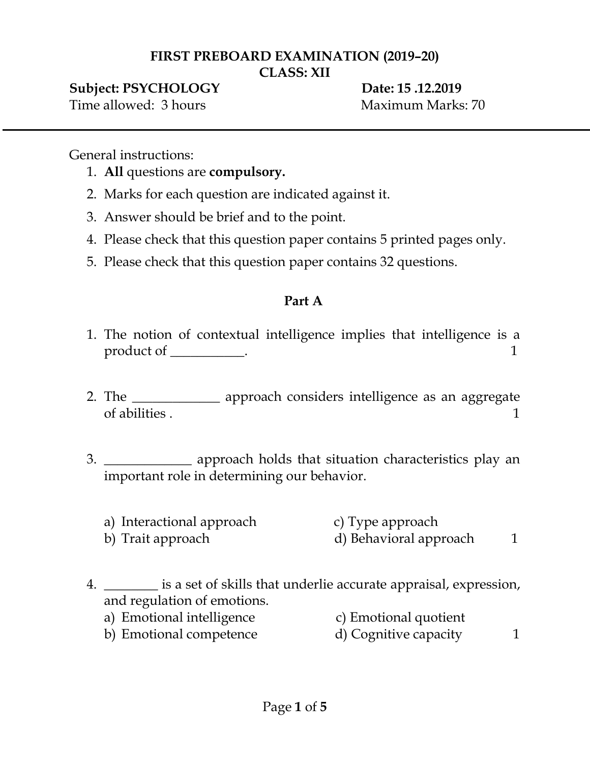**FIRST PREBOARD EXAMINATION (2019–20)**
**CLASS: XII**

**Subject: PSYCHOLOGY** **Date: 15 .12.2019**
Time allowed: 3 hours Maximum Marks: 70

---

General instructions:

1. **All** questions are **compulsory.**
2. Marks for each question are indicated against it.
3. Answer should be brief and to the point.
4. Please check that this question paper contains 5 printed pages only.
5. Please check that this question paper contains 32 questions.

## Part A

1. The notion of contextual intelligence implies that intelligence is a product of ___________. 1

2. The _____________ approach considers intelligence as an aggregate of abilities . 1

3. _____________ approach holds that situation characteristics play an important role in determining our behavior.

   a) Interactional approach
   b) Trait approach
   c) Type approach
   d) Behavioral approach 1

4. ________ is a set of skills that underlie accurate appraisal, expression, and regulation of emotions.

   a) Emotional intelligence
   b) Emotional competence
   c) Emotional quotient
   d) Cognitive capacity 1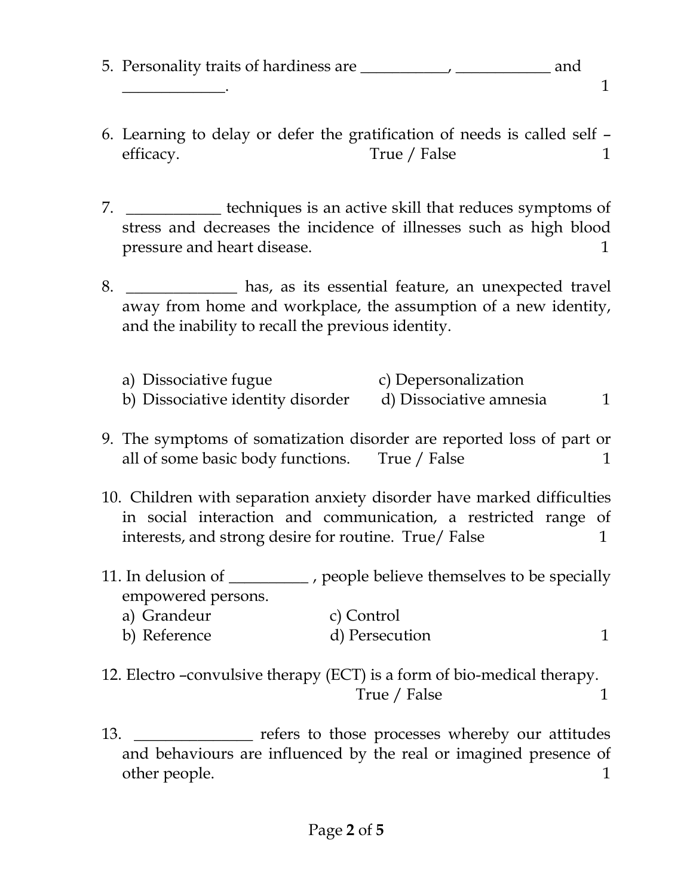5. Personality traits of hardiness are ___________, ____________ and _____________. 1

6. Learning to delay or defer the gratification of needs is called self – efficacy. True / False 1

7. ____________ techniques is an active skill that reduces symptoms of stress and decreases the incidence of illnesses such as high blood pressure and heart disease. 1

8. ______________ has, as its essential feature, an unexpected travel away from home and workplace, the assumption of a new identity, and the inability to recall the previous identity.

   a) Dissociative fugue
   b) Dissociative identity disorder
   c) Depersonalization
   d) Dissociative amnesia 1

9. The symptoms of somatization disorder are reported loss of part or all of some basic body functions. True / False 1

10. Children with separation anxiety disorder have marked difficulties in social interaction and communication, a restricted range of interests, and strong desire for routine. True/ False 1

11. In delusion of __________ , people believe themselves to be specially empowered persons.

    a) Grandeur
    b) Reference
    c) Control
    d) Persecution 1

12. Electro –convulsive therapy (ECT) is a form of bio-medical therapy. True / False 1

13. _______________ refers to those processes whereby our attitudes and behaviours are influenced by the real or imagined presence of other people. 1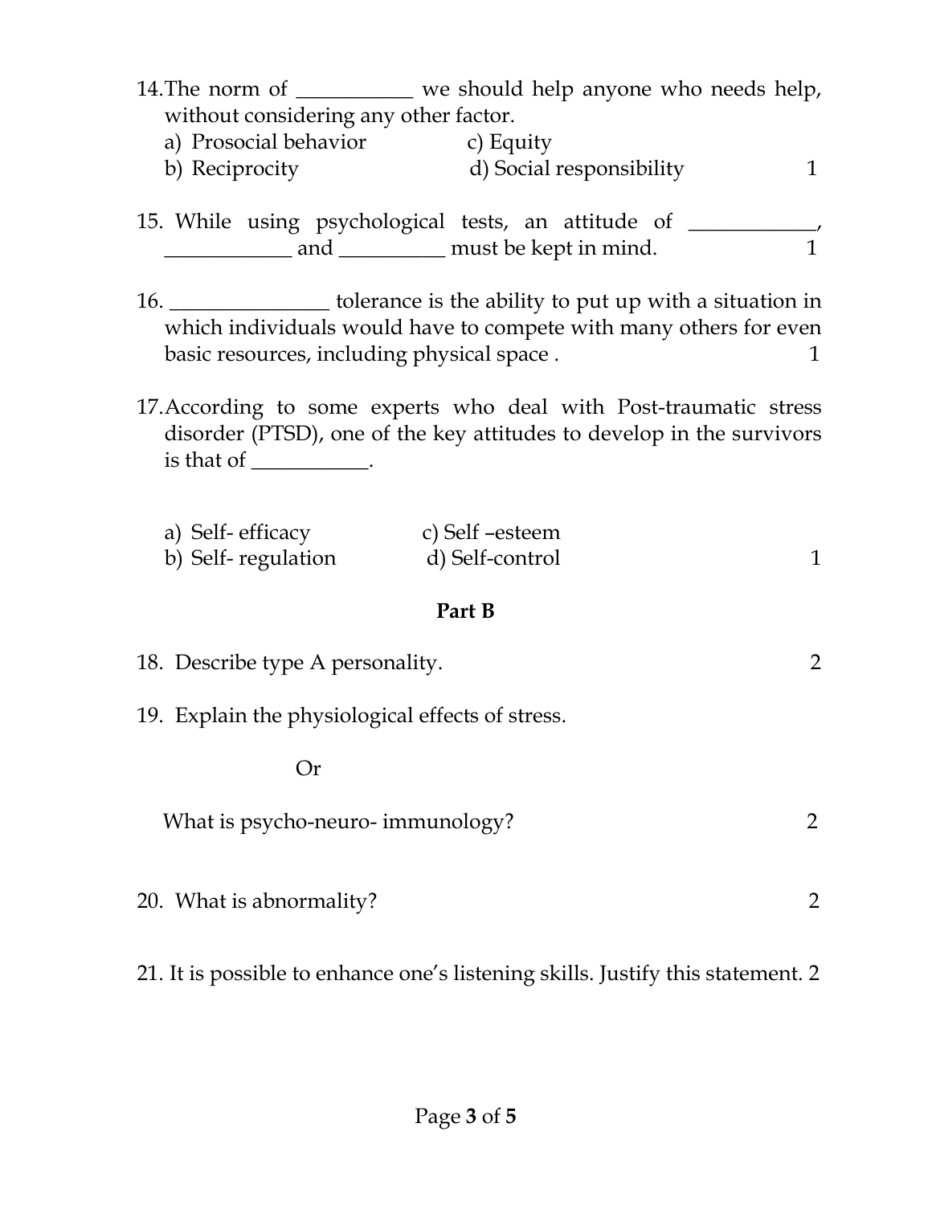14. The norm of ___________ we should help anyone who needs help, without considering any other factor.

   a) Prosocial behavior  
   b) Reciprocity  
   c) Equity  
   d) Social responsibility  1

15. While using psychological tests, an attitude of ____________, ____________ and __________ must be kept in mind.  1

16. _______________ tolerance is the ability to put up with a situation in which individuals would have to compete with many others for even basic resources, including physical space .  1

17. According to some experts who deal with Post-traumatic stress disorder (PTSD), one of the key attitudes to develop in the survivors is that of ___________.

   a) Self- efficacy  
   b) Self- regulation  
   c) Self –esteem  
   d) Self-control  1

**Part B**

18. Describe type A personality.  2

19. Explain the physiological effects of stress.

Or

What is psycho-neuro- immunology?  2

20. What is abnormality?  2

21. It is possible to enhance one's listening skills. Justify this statement. 2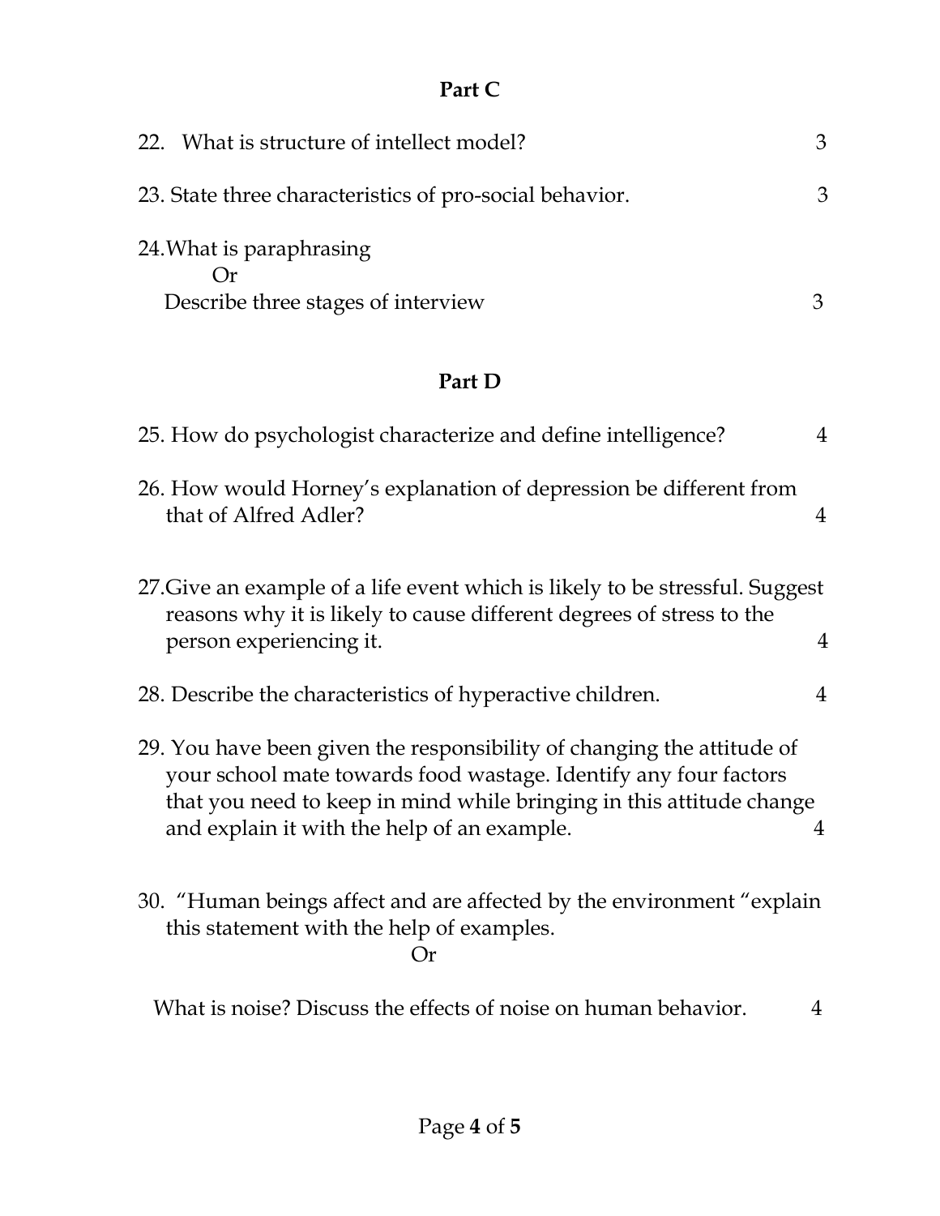## Part C

22. What is structure of intellect model? 3

23. State three characteristics of pro-social behavior. 3

24. What is paraphrasing

    Or

    Describe three stages of interview 3

## Part D

25. How do psychologist characterize and define intelligence? 4

26. How would Horney's explanation of depression be different from that of Alfred Adler? 4

27. Give an example of a life event which is likely to be stressful. Suggest reasons why it is likely to cause different degrees of stress to the person experiencing it. 4

28. Describe the characteristics of hyperactive children. 4

29. You have been given the responsibility of changing the attitude of your school mate towards food wastage. Identify any four factors that you need to keep in mind while bringing in this attitude change and explain it with the help of an example. 4

30. "Human beings affect and are affected by the environment "explain this statement with the help of examples.

    Or

    What is noise? Discuss the effects of noise on human behavior. 4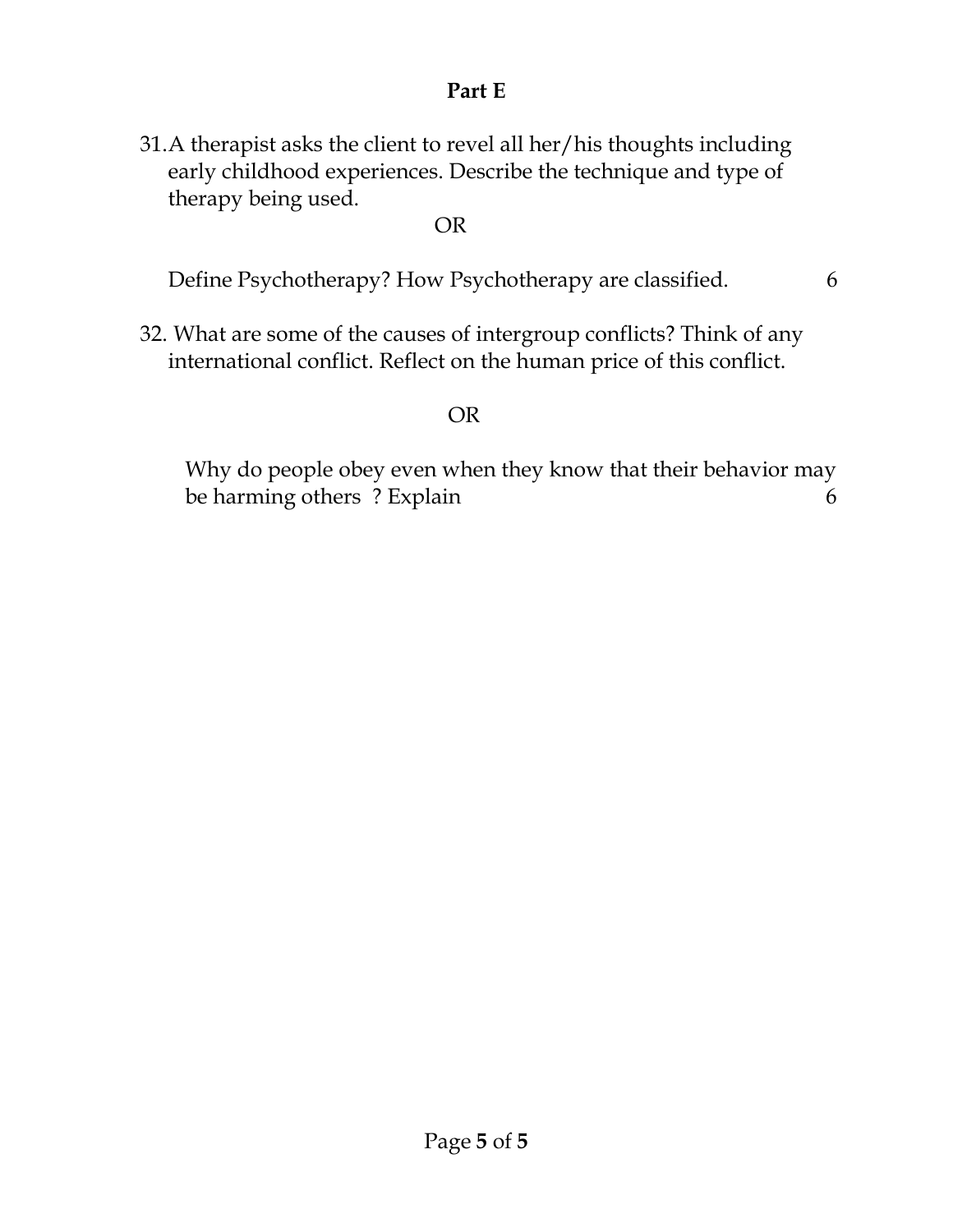**Part E**

31. A therapist asks the client to revel all her/his thoughts including early childhood experiences. Describe the technique and type of therapy being used.

OR

Define Psychotherapy? How Psychotherapy are classified. 6

32. What are some of the causes of intergroup conflicts? Think of any international conflict. Reflect on the human price of this conflict.

OR

Why do people obey even when they know that their behavior may be harming others ? Explain 6